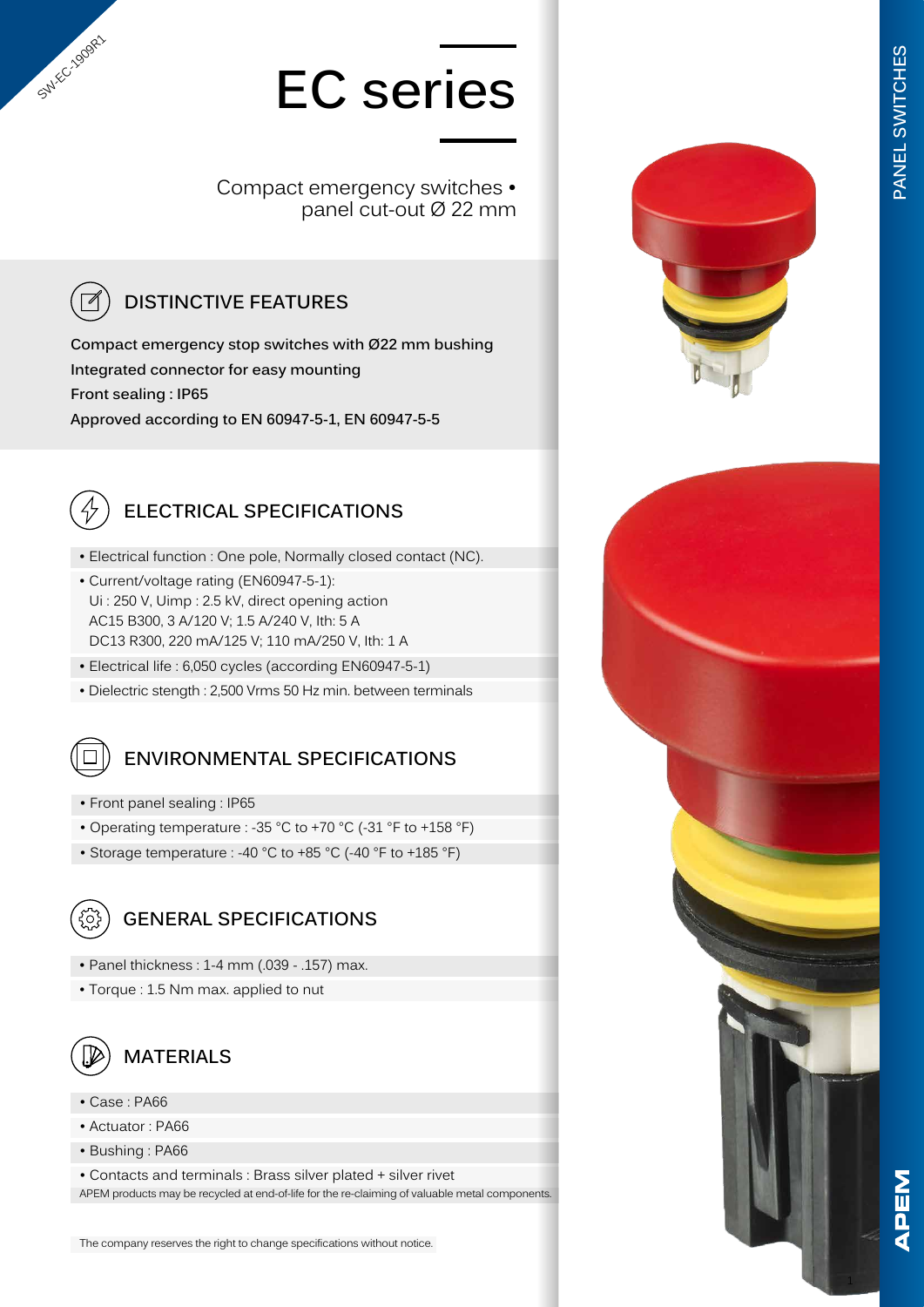# EC series

Compact emergency switches •
panel cut-out Ø 22 mm

## DISTINCTIVE FEATURES

**Compact emergency stop switches with Ø22 mm bushing**
**Integrated connector for easy mounting**
**Front sealing : IP65**
**Approved according to EN 60947-5-1, EN 60947-5-5**

## ELECTRICAL SPECIFICATIONS

- Electrical function : One pole, Normally closed contact (NC).
- Current/voltage rating (EN60947-5-1):
  Ui : 250 V, Uimp : 2.5 kV, direct opening action
  AC15 B300, 3 A/120 V; 1.5 A/240 V, Ith: 5 A
  DC13 R300, 220 mA/125 V; 110 mA/250 V, Ith: 1 A
- Electrical life : 6,050 cycles (according EN60947-5-1)
- Dielectric stength : 2,500 Vrms 50 Hz min. between terminals

## ENVIRONMENTAL SPECIFICATIONS

- Front panel sealing : IP65
- Operating temperature : -35 °C to +70 °C (-31 °F to +158 °F)
- Storage temperature : -40 °C to +85 °C (-40 °F to +185 °F)

## GENERAL SPECIFICATIONS

- Panel thickness : 1-4 mm (.039 - .157) max.
- Torque : 1.5 Nm max. applied to nut

## MATERIALS

- Case : PA66
- Actuator : PA66
- Bushing : PA66
- Contacts and terminals : Brass silver plated + silver rivet

APEM products may be recycled at end-of-life for the re-claiming of valuable metal components.

The company reserves the right to change specifications without notice.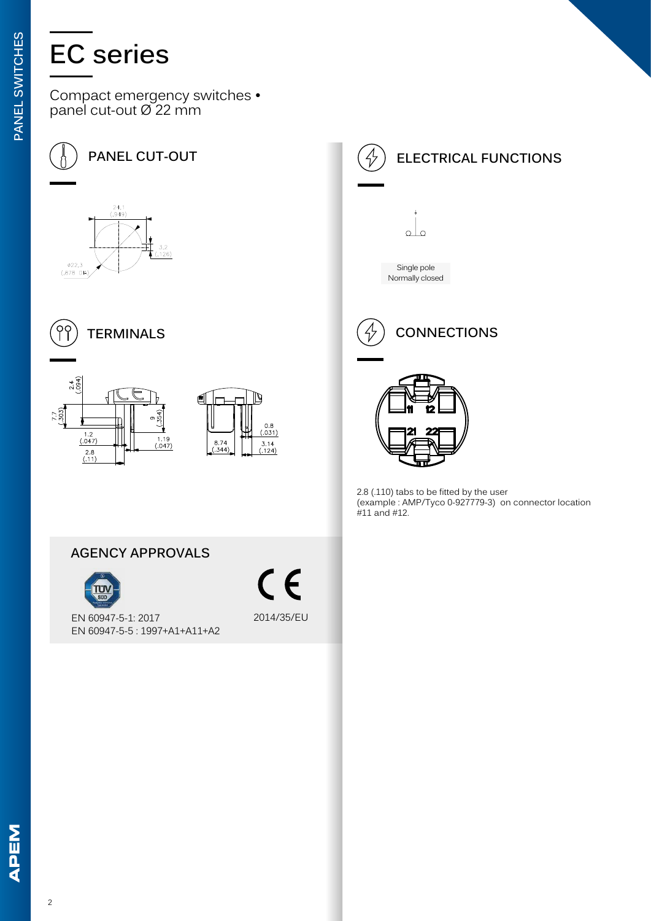# EC series

Compact emergency switches • panel cut-out Ø 22 mm

## PANEL CUT-OUT

## TERMINALS

## AGENCY APPROVALS

EN 60947-5-1: 2017
EN 60947-5-5 : 1997+A1+A11+A2

2014/35/EU

## ELECTRICAL FUNCTIONS

Single pole
Normally closed

## CONNECTIONS

2.8 (.110) tabs to be fitted by the user
(example : AMP/Tyco 0-927779-3) on connector location #11 and #12.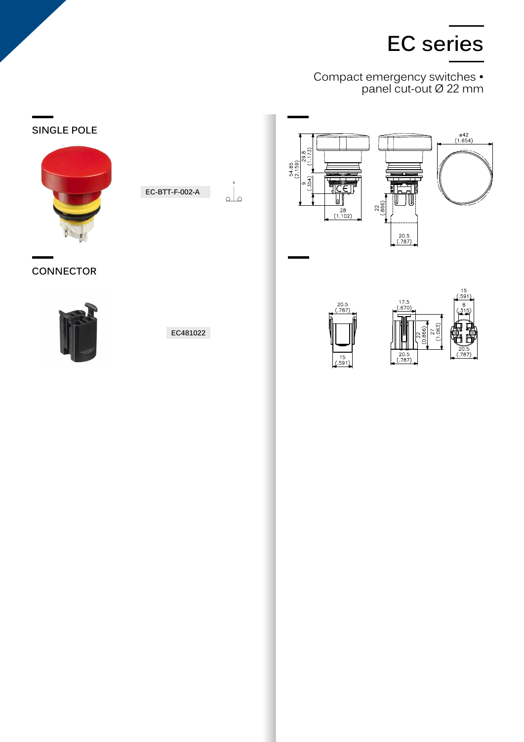# EC series

Compact emergency switches • panel cut-out Ø 22 mm

## SINGLE POLE

EC-BTT-F-002-A

54.85 (2.159)
29.8 (1.173)
9 (.354)
28 (1.102)
22 (.866)
20.5 (.787)
ø42 (1.654)

## CONNECTOR

EC481022

20.5 (.787)
15 (.591)
17.5 (.670)
22 (0.866)
27 (1.063)
20.5 (.787)
15 (.591)
8 (.315)
20.5 (.787)